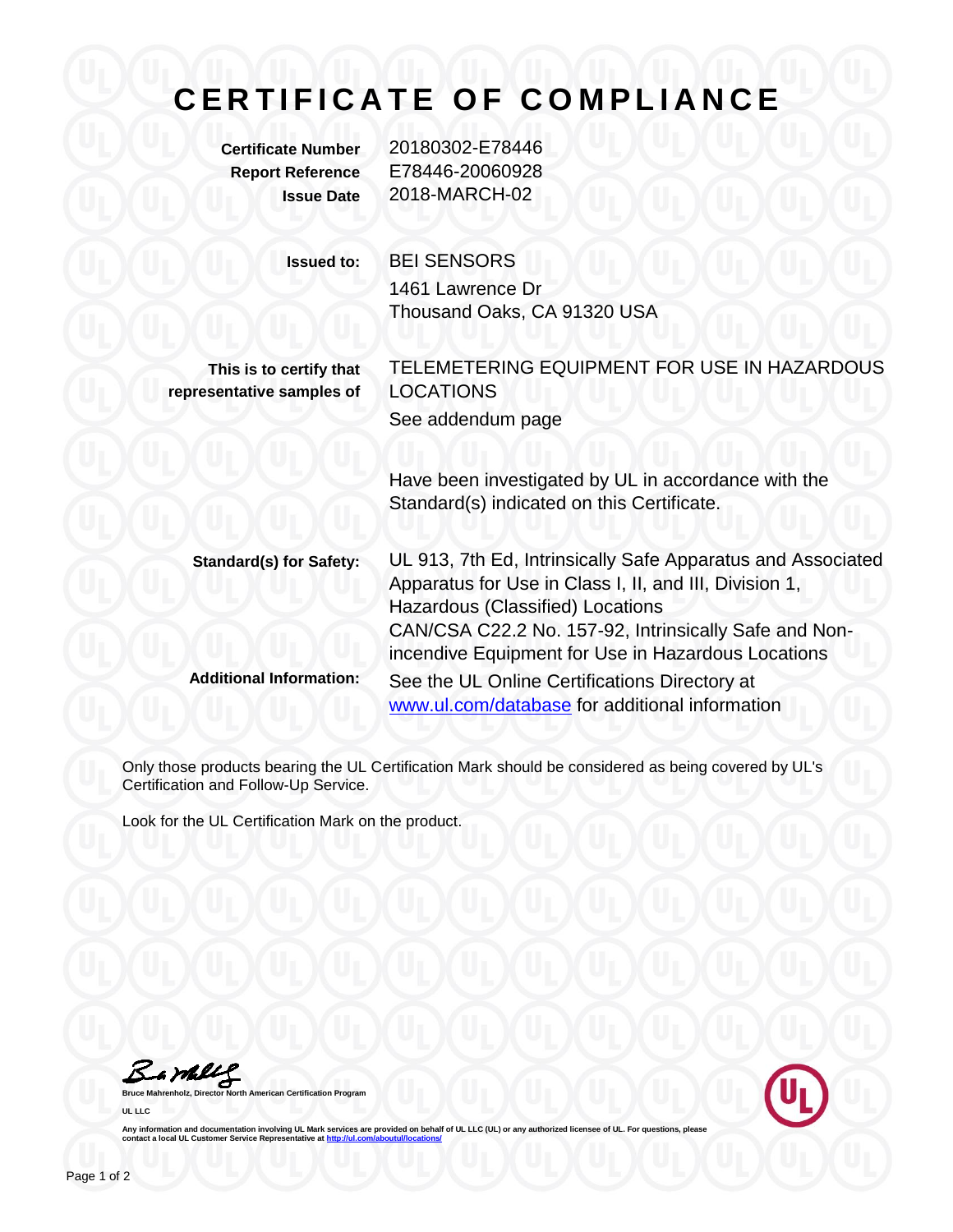# CERTIFICATE OF COMPLIANCE

**Certificate Number** 20180302-E78446
**Report Reference** E78446-20060928
**Issue Date** 2018-MARCH-02

**Issued to:** BEI SENSORS
1461 Lawrence Dr
Thousand Oaks, CA 91320 USA

**This is to certify that representative samples of** TELEMETERING EQUIPMENT FOR USE IN HAZARDOUS LOCATIONS
See addendum page

Have been investigated by UL in accordance with the Standard(s) indicated on this Certificate.

**Standard(s) for Safety:** UL 913, 7th Ed, Intrinsically Safe Apparatus and Associated Apparatus for Use in Class I, II, and III, Division 1, Hazardous (Classified) Locations
CAN/CSA C22.2 No. 157-92, Intrinsically Safe and Non-incendive Equipment for Use in Hazardous Locations

**Additional Information:** See the UL Online Certifications Directory at [www.ul.com/database](www.ul.com/database) for additional information

Only those products bearing the UL Certification Mark should be considered as being covered by UL's Certification and Follow-Up Service.

Look for the UL Certification Mark on the product.

**Bruce Mahrenholz, Director North American Certification Program**

**UL LLC**

Any information and documentation involving UL Mark services are provided on behalf of UL LLC (UL) or any authorized licensee of UL. For questions, please contact a local UL Customer Service Representative at [http://ul.com/aboutul/locations/](http://ul.com/aboutul/locations/)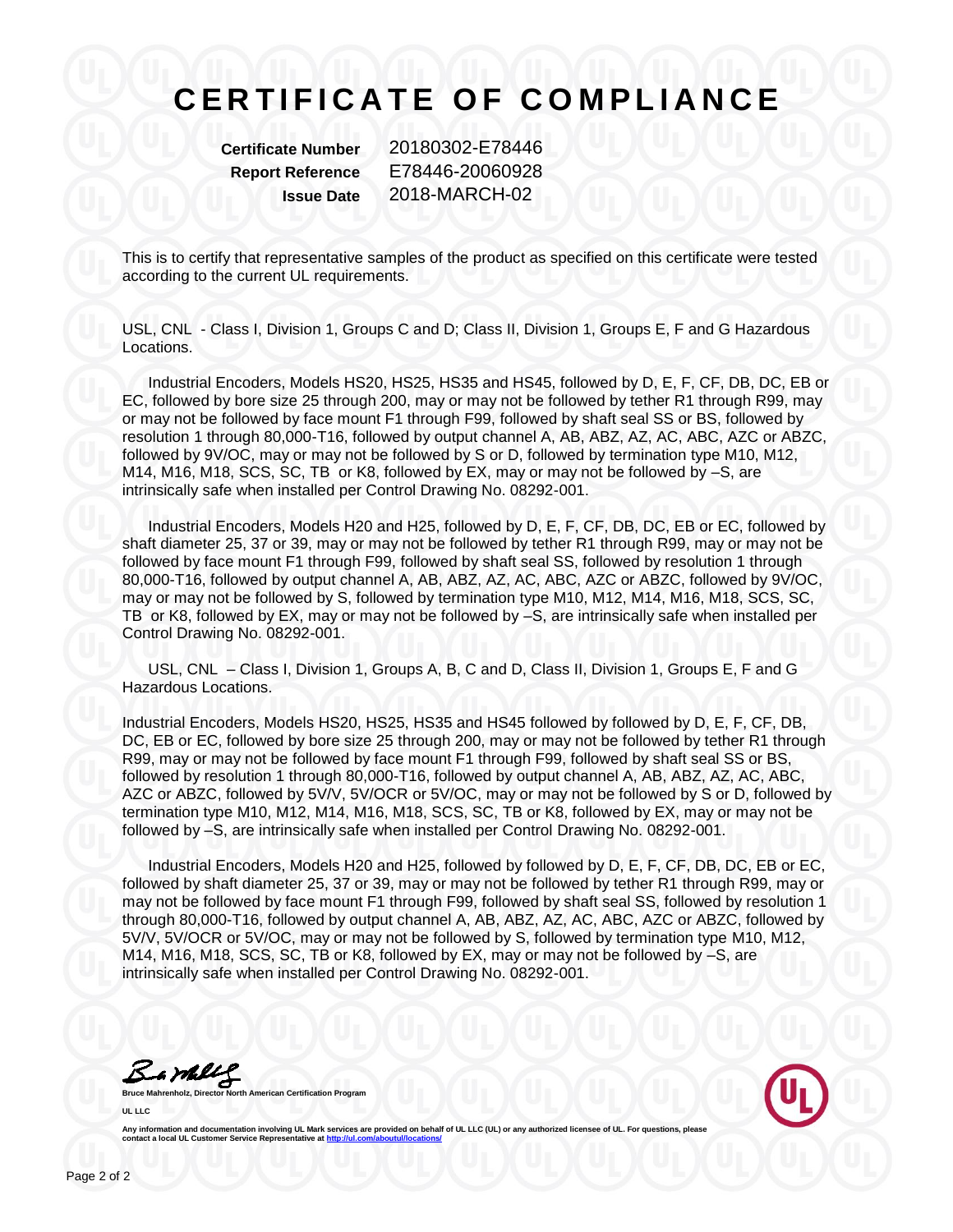# CERTIFICATE OF COMPLIANCE

| | |
|---|---|
| **Certificate Number** | 20180302-E78446 |
| **Report Reference** | E78446-20060928 |
| **Issue Date** | 2018-MARCH-02 |

This is to certify that representative samples of the product as specified on this certificate were tested according to the current UL requirements.

USL, CNL - Class I, Division 1, Groups C and D; Class II, Division 1, Groups E, F and G Hazardous Locations.

Industrial Encoders, Models HS20, HS25, HS35 and HS45, followed by D, E, F, CF, DB, DC, EB or EC, followed by bore size 25 through 200, may or may not be followed by tether R1 through R99, may or may not be followed by face mount F1 through F99, followed by shaft seal SS or BS, followed by resolution 1 through 80,000-T16, followed by output channel A, AB, ABZ, AZ, AC, ABC, AZC or ABZC, followed by 9V/OC, may or may not be followed by S or D, followed by termination type M10, M12, M14, M16, M18, SCS, SC, TB or K8, followed by EX, may or may not be followed by –S, are intrinsically safe when installed per Control Drawing No. 08292-001.

Industrial Encoders, Models H20 and H25, followed by D, E, F, CF, DB, DC, EB or EC, followed by shaft diameter 25, 37 or 39, may or may not be followed by tether R1 through R99, may or may not be followed by face mount F1 through F99, followed by shaft seal SS, followed by resolution 1 through 80,000-T16, followed by output channel A, AB, ABZ, AZ, AC, ABC, AZC or ABZC, followed by 9V/OC, may or may not be followed by S, followed by termination type M10, M12, M14, M16, M18, SCS, SC, TB or K8, followed by EX, may or may not be followed by –S, are intrinsically safe when installed per Control Drawing No. 08292-001.

USL, CNL – Class I, Division 1, Groups A, B, C and D, Class II, Division 1, Groups E, F and G Hazardous Locations.

Industrial Encoders, Models HS20, HS25, HS35 and HS45 followed by followed by D, E, F, CF, DB, DC, EB or EC, followed by bore size 25 through 200, may or may not be followed by tether R1 through R99, may or may not be followed by face mount F1 through F99, followed by shaft seal SS or BS, followed by resolution 1 through 80,000-T16, followed by output channel A, AB, ABZ, AZ, AC, ABC, AZC or ABZC, followed by 5V/V, 5V/OCR or 5V/OC, may or may not be followed by S or D, followed by termination type M10, M12, M14, M16, M18, SCS, SC, TB or K8, followed by EX, may or may not be followed by –S, are intrinsically safe when installed per Control Drawing No. 08292-001.

Industrial Encoders, Models H20 and H25, followed by followed by D, E, F, CF, DB, DC, EB or EC, followed by shaft diameter 25, 37 or 39, may or may not be followed by tether R1 through R99, may or may not be followed by face mount F1 through F99, followed by shaft seal SS, followed by resolution 1 through 80,000-T16, followed by output channel A, AB, ABZ, AZ, AC, ABC, AZC or ABZC, followed by 5V/V, 5V/OCR or 5V/OC, may or may not be followed by S, followed by termination type M10, M12, M14, M16, M18, SCS, SC, TB or K8, followed by EX, may or may not be followed by –S, are intrinsically safe when installed per Control Drawing No. 08292-001.

**Bruce Mahrenholz, Director North American Certification Program**

**UL LLC**

Any information and documentation involving UL Mark services are provided on behalf of UL LLC (UL) or any authorized licensee of UL. For questions, please contact a local UL Customer Service Representative at http://ul.com/aboutul/locations/